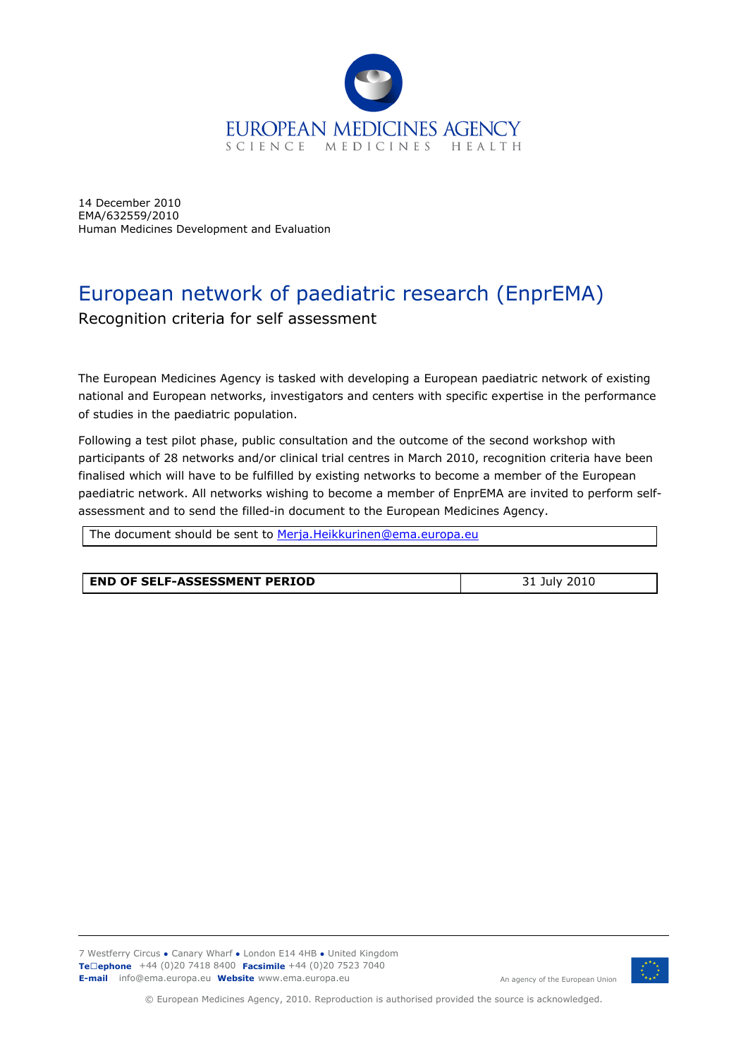14 December 2010
EMA/632559/2010
Human Medicines Development and Evaluation

# European network of paediatric research (EnprEMA)

## Recognition criteria for self assessment

The European Medicines Agency is tasked with developing a European paediatric network of existing national and European networks, investigators and centers with specific expertise in the performance of studies in the paediatric population.

Following a test pilot phase, public consultation and the outcome of the second workshop with participants of 28 networks and/or clinical trial centres in March 2010, recognition criteria have been finalised which will have to be fulfilled by existing networks to become a member of the European paediatric network. All networks wishing to become a member of EnprEMA are invited to perform self-assessment and to send the filled-in document to the European Medicines Agency.

| The document should be sent to Merja.Heikkurinen@ema.europa.eu |
|---|

| **END OF SELF-ASSESSMENT PERIOD** | 31 July 2010 |
|---|---|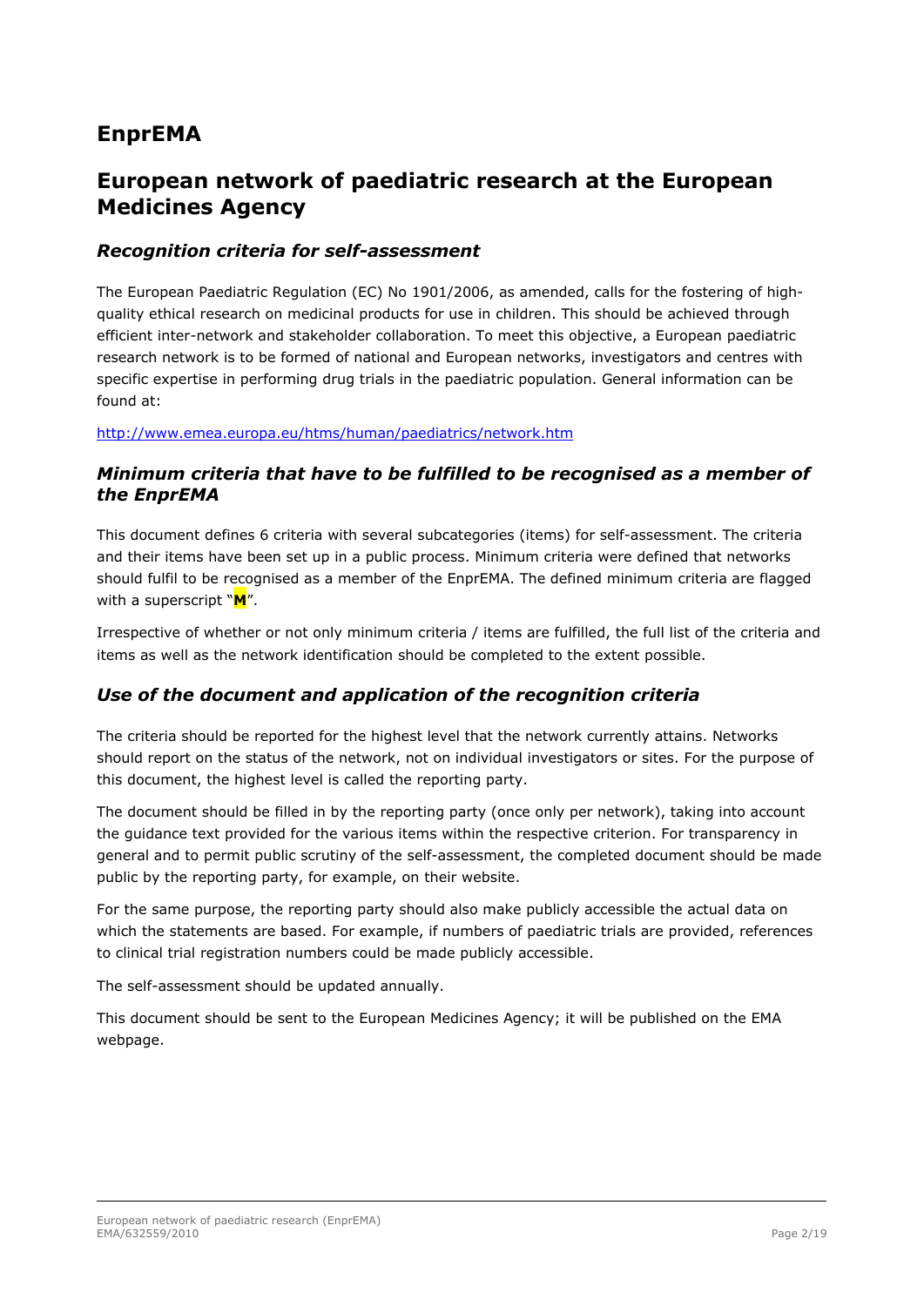# EnprEMA

# European network of paediatric research at the European Medicines Agency

## *Recognition criteria for self-assessment*

The European Paediatric Regulation (EC) No 1901/2006, as amended, calls for the fostering of high-quality ethical research on medicinal products for use in children. This should be achieved through efficient inter-network and stakeholder collaboration. To meet this objective, a European paediatric research network is to be formed of national and European networks, investigators and centres with specific expertise in performing drug trials in the paediatric population. General information can be found at:

http://www.emea.europa.eu/htms/human/paediatrics/network.htm

## *Minimum criteria that have to be fulfilled to be recognised as a member of the EnprEMA*

This document defines 6 criteria with several subcategories (items) for self-assessment. The criteria and their items have been set up in a public process. Minimum criteria were defined that networks should fulfil to be recognised as a member of the EnprEMA. The defined minimum criteria are flagged with a superscript "**M**".

Irrespective of whether or not only minimum criteria / items are fulfilled, the full list of the criteria and items as well as the network identification should be completed to the extent possible.

## *Use of the document and application of the recognition criteria*

The criteria should be reported for the highest level that the network currently attains. Networks should report on the status of the network, not on individual investigators or sites. For the purpose of this document, the highest level is called the reporting party.

The document should be filled in by the reporting party (once only per network), taking into account the guidance text provided for the various items within the respective criterion. For transparency in general and to permit public scrutiny of the self-assessment, the completed document should be made public by the reporting party, for example, on their website.

For the same purpose, the reporting party should also make publicly accessible the actual data on which the statements are based. For example, if numbers of paediatric trials are provided, references to clinical trial registration numbers could be made publicly accessible.

The self-assessment should be updated annually.

This document should be sent to the European Medicines Agency; it will be published on the EMA webpage.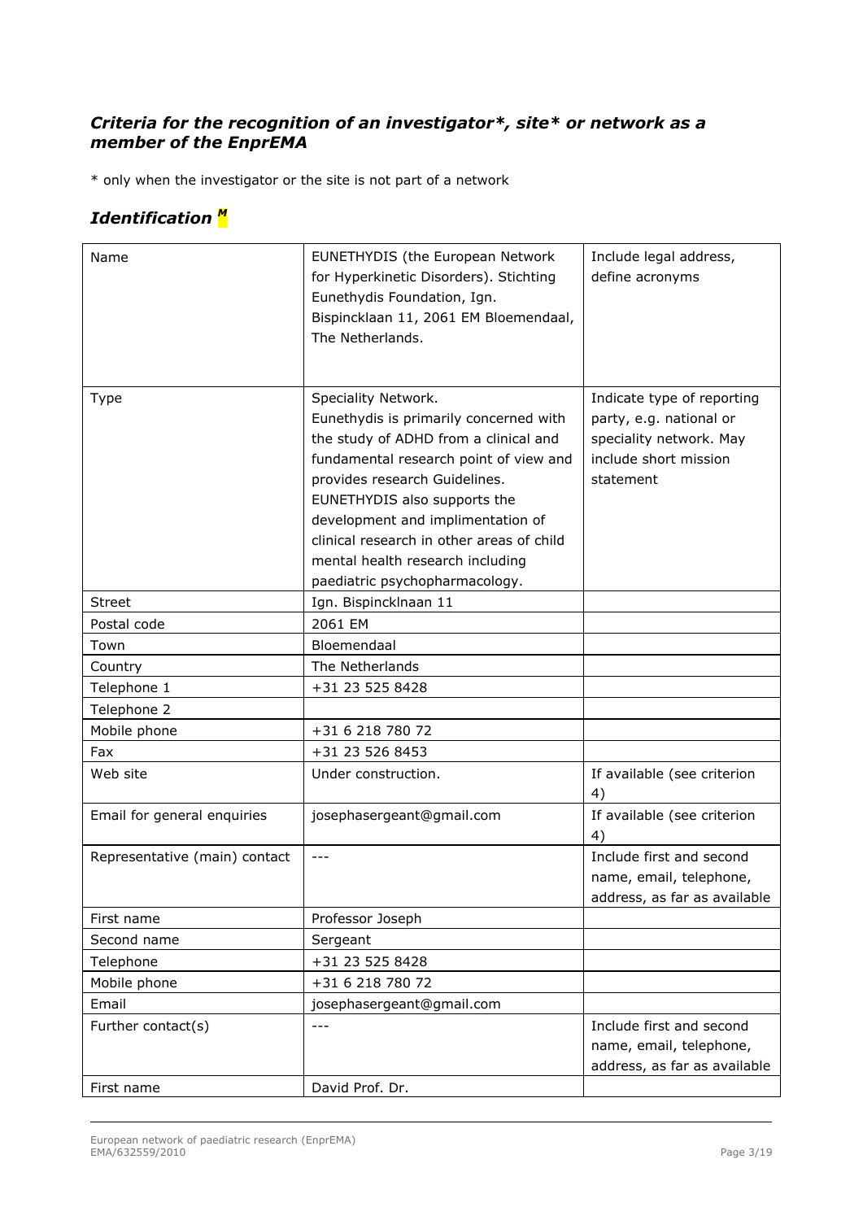### *Criteria for the recognition of an investigator*, site* or network as a member of the EnprEMA*

* only when the investigator or the site is not part of a network

### *Identification [M]*

| | | |
|---|---|---|
| Name | EUNETHYDIS (the European Network for Hyperkinetic Disorders). Stichting Eunethydis Foundation, Ign. Bispincklaan 11, 2061 EM Bloemendaal, The Netherlands. | Include legal address, define acronyms |
| Type | Speciality Network. Eunethydis is primarily concerned with the study of ADHD from a clinical and fundamental research point of view and provides research Guidelines. EUNETHYDIS also supports the development and implimentation of clinical research in other areas of child mental health research including paediatric psychopharmacology. | Indicate type of reporting party, e.g. national or speciality network. May include short mission statement |
| Street | Ign. Bispincklnaan 11 | |
| Postal code | 2061 EM | |
| Town | Bloemendaal | |
| Country | The Netherlands | |
| Telephone 1 | +31 23 525 8428 | |
| Telephone 2 | | |
| Mobile phone | +31 6 218 780 72 | |
| Fax | +31 23 526 8453 | |
| Web site | Under construction. | If available (see criterion 4) |
| Email for general enquiries | josephasergeant@gmail.com | If available (see criterion 4) |
| Representative (main) contact | --- | Include first and second name, email, telephone, address, as far as available |
| First name | Professor Joseph | |
| Second name | Sergeant | |
| Telephone | +31 23 525 8428 | |
| Mobile phone | +31 6 218 780 72 | |
| Email | josephasergeant@gmail.com | |
| Further contact(s) | --- | Include first and second name, email, telephone, address, as far as available |
| First name | David Prof. Dr. | |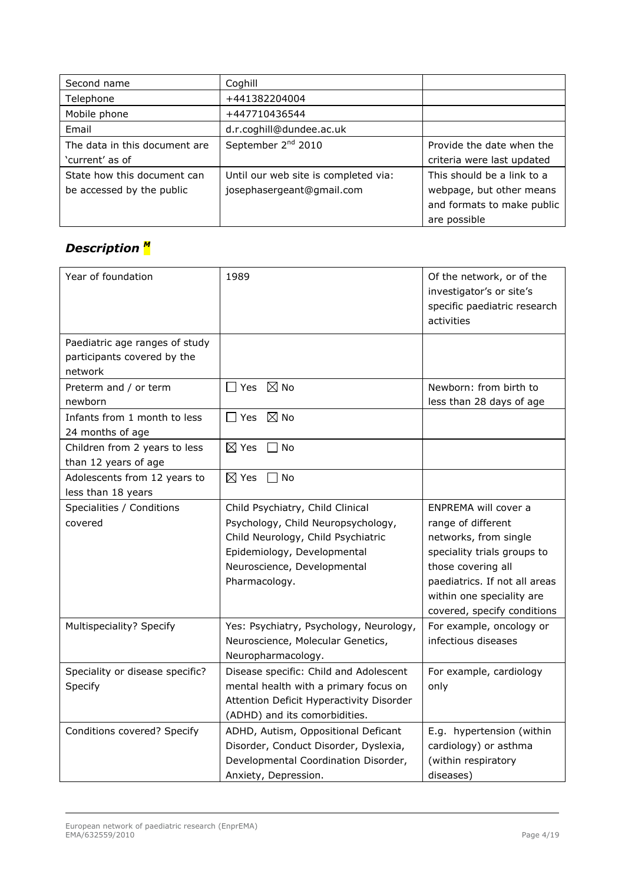| Second name | Coghill | |
|---|---|---|
| Telephone | +441382204004 | |
| Mobile phone | +447710436544 | |
| Email | d.r.coghill@dundee.ac.uk | |
| The data in this document are 'current' as of | September 2nd 2010 | Provide the date when the criteria were last updated |
| State how this document can be accessed by the public | Until our web site is completed via: josephasergeant@gmail.com | This should be a link to a webpage, but other means and formats to make public are possible |

## *Description* [M]

| Year of foundation | 1989 | Of the network, or of the investigator's or site's specific paediatric research activities |
|---|---|---|
| Paediatric age ranges of study participants covered by the network | | |
| Preterm and / or term newborn | ☐ Yes ☒ No | Newborn: from birth to less than 28 days of age |
| Infants from 1 month to less 24 months of age | ☐ Yes ☒ No | |
| Children from 2 years to less than 12 years of age | ☒ Yes ☐ No | |
| Adolescents from 12 years to less than 18 years | ☒ Yes ☐ No | |
| Specialities / Conditions covered | Child Psychiatry, Child Clinical Psychology, Child Neuropsychology, Child Neurology, Child Psychiatric Epidemiology, Developmental Neuroscience, Developmental Pharmacology. | ENPREMA will cover a range of different networks, from single speciality trials groups to those covering all paediatrics. If not all areas within one speciality are covered, specify conditions |
| Multispeciality? Specify | Yes: Psychiatry, Psychology, Neurology, Neuroscience, Molecular Genetics, Neuropharmacology. | For example, oncology or infectious diseases |
| Speciality or disease specific? Specify | Disease specific: Child and Adolescent mental health with a primary focus on Attention Deficit Hyperactivity Disorder (ADHD) and its comorbidities. | For example, cardiology only |
| Conditions covered? Specify | ADHD, Autism, Oppositional Deficant Disorder, Conduct Disorder, Dyslexia, Developmental Coordination Disorder, Anxiety, Depression. | E.g. hypertension (within cardiology) or asthma (within respiratory diseases) |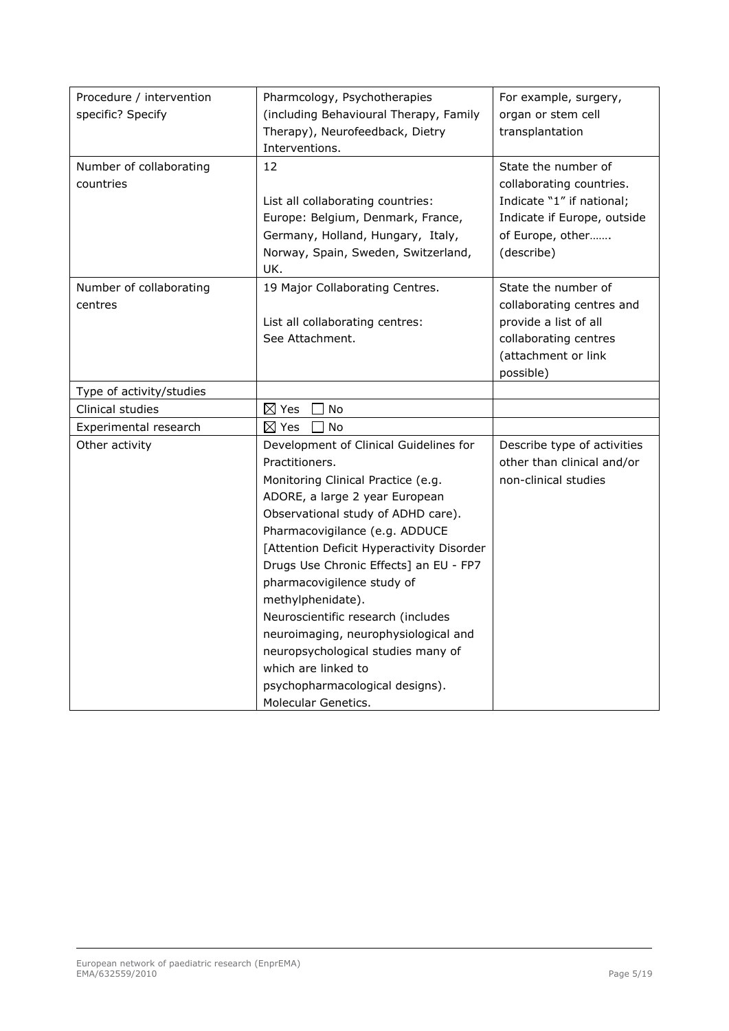| Procedure / intervention specific? Specify | Pharmcology, Psychotherapies (including Behavioural Therapy, Family Therapy), Neurofeedback, Dietry Interventions. | For example, surgery, organ or stem cell transplantation |
|---|---|---|
| Number of collaborating countries | 12<br><br>List all collaborating countries:<br>Europe: Belgium, Denmark, France, Germany, Holland, Hungary, Italy, Norway, Spain, Sweden, Switzerland, UK. | State the number of collaborating countries. Indicate "1" if national; Indicate if Europe, outside of Europe, other……. (describe) |
| Number of collaborating centres | 19 Major Collaborating Centres.<br><br>List all collaborating centres:<br>See Attachment. | State the number of collaborating centres and provide a list of all collaborating centres (attachment or link possible) |
| Type of activity/studies | | |
| Clinical studies | ☒ Yes ☐ No | |
| Experimental research | ☒ Yes ☐ No | |
| Other activity | Development of Clinical Guidelines for Practitioners.<br>Monitoring Clinical Practice (e.g. ADORE, a large 2 year European Observational study of ADHD care).<br>Pharmacovigilance (e.g. ADDUCE [Attention Deficit Hyperactivity Disorder Drugs Use Chronic Effects] an EU - FP7 pharmacovigilence study of methylphenidate).<br>Neuroscientific research (includes neuroimaging, neurophysiological and neuropsychological studies many of which are linked to psychopharmacological designs).<br>Molecular Genetics. | Describe type of activities other than clinical and/or non-clinical studies |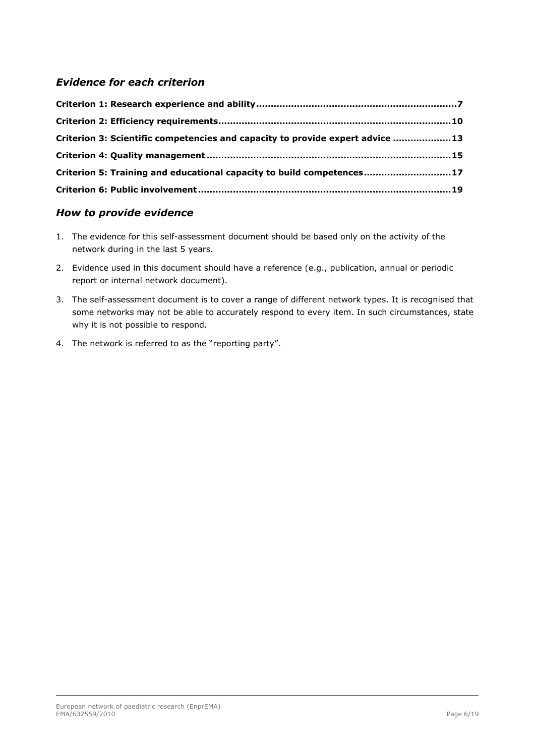## *Evidence for each criterion*

**Criterion 1: Research experience and ability....................................................................7**

**Criterion 2: Efficiency requirements.............................................................................10**

**Criterion 3: Scientific competencies and capacity to provide expert advice ...................13**

**Criterion 4: Quality management ..................................................................................15**

**Criterion 5: Training and educational capacity to build competences.............................17**

**Criterion 6: Public involvement.....................................................................................19**

## *How to provide evidence*

1. The evidence for this self-assessment document should be based only on the activity of the network during in the last 5 years.
2. Evidence used in this document should have a reference (e.g., publication, annual or periodic report or internal network document).
3. The self-assessment document is to cover a range of different network types. It is recognised that some networks may not be able to accurately respond to every item. In such circumstances, state why it is not possible to respond.
4. The network is referred to as the "reporting party".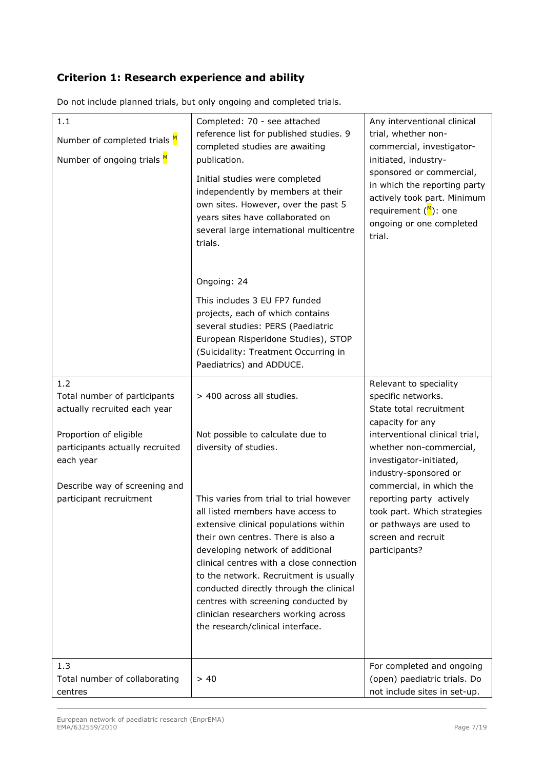## Criterion 1: Research experience and ability

Do not include planned trials, but only ongoing and completed trials.

| | | |
|---|---|---|
| 1.1<br>Number of completed trials [M]<br>Number of ongoing trials [M] | Completed: 70 - see attached reference list for published studies. 9 completed studies are awaiting publication.<br>Initial studies were completed independently by members at their own sites. However, over the past 5 years sites have collaborated on several large international multicentre trials.<br><br>Ongoing: 24<br>This includes 3 EU FP7 funded projects, each of which contains several studies: PERS (Paediatric European Risperidone Studies), STOP (Suicidality: Treatment Occurring in Paediatrics) and ADDUCE. | Any interventional clinical trial, whether non-commercial, investigator-initiated, industry-sponsored or commercial, in which the reporting party actively took part. Minimum requirement ([M]): one ongoing or one completed trial. |
| 1.2<br>Total number of participants actually recruited each year<br><br>Proportion of eligible participants actually recruited each year<br><br>Describe way of screening and participant recruitment | > 400 across all studies.<br><br>Not possible to calculate due to diversity of studies.<br><br>This varies from trial to trial however all listed members have access to extensive clinical populations within their own centres. There is also a developing network of additional clinical centres with a close connection to the network. Recruitment is usually conducted directly through the clinical centres with screening conducted by clinician researchers working across the research/clinical interface. | Relevant to speciality specific networks.<br>State total recruitment capacity for any interventional clinical trial, whether non-commercial, investigator-initiated, industry-sponsored or commercial, in which the reporting party actively took part. Which strategies or pathways are used to screen and recruit participants? |
| 1.3<br>Total number of collaborating centres | > 40 | For completed and ongoing (open) paediatric trials. Do not include sites in set-up. |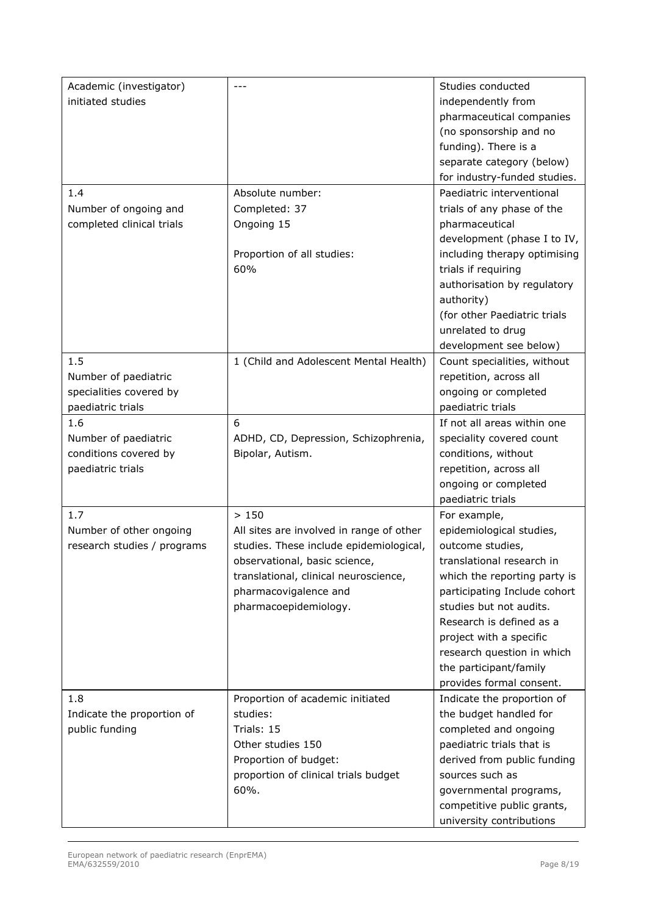| | | |
|---|---|---|
| Academic (investigator) initiated studies | --- | Studies conducted independently from pharmaceutical companies (no sponsorship and no funding). There is a separate category (below) for industry-funded studies. |
| 1.4<br>Number of ongoing and completed clinical trials | Absolute number:<br>Completed: 37<br>Ongoing 15<br><br>Proportion of all studies:<br>60% | Paediatric interventional trials of any phase of the pharmaceutical development (phase I to IV, including therapy optimising trials if requiring authorisation by regulatory authority)<br>(for other Paediatric trials unrelated to drug development see below) |
| 1.5<br>Number of paediatric specialities covered by paediatric trials | 1 (Child and Adolescent Mental Health) | Count specialities, without repetition, across all ongoing or completed paediatric trials |
| 1.6<br>Number of paediatric conditions covered by paediatric trials | 6<br>ADHD, CD, Depression, Schizophrenia, Bipolar, Autism. | If not all areas within one speciality covered count conditions, without repetition, across all ongoing or completed paediatric trials |
| 1.7<br>Number of other ongoing research studies / programs | > 150<br>All sites are involved in range of other studies. These include epidemiological, observational, basic science, translational, clinical neuroscience, pharmacovigalence and pharmacoepidemiology. | For example, epidemiological studies, outcome studies, translational research in which the reporting party is participating Include cohort studies but not audits. Research is defined as a project with a specific research question in which the participant/family provides formal consent. |
| 1.8<br>Indicate the proportion of public funding | Proportion of academic initiated studies:<br>Trials: 15<br>Other studies 150<br>Proportion of budget:<br>proportion of clinical trials budget 60%. | Indicate the proportion of the budget handled for completed and ongoing paediatric trials that is derived from public funding sources such as governmental programs, competitive public grants, university contributions |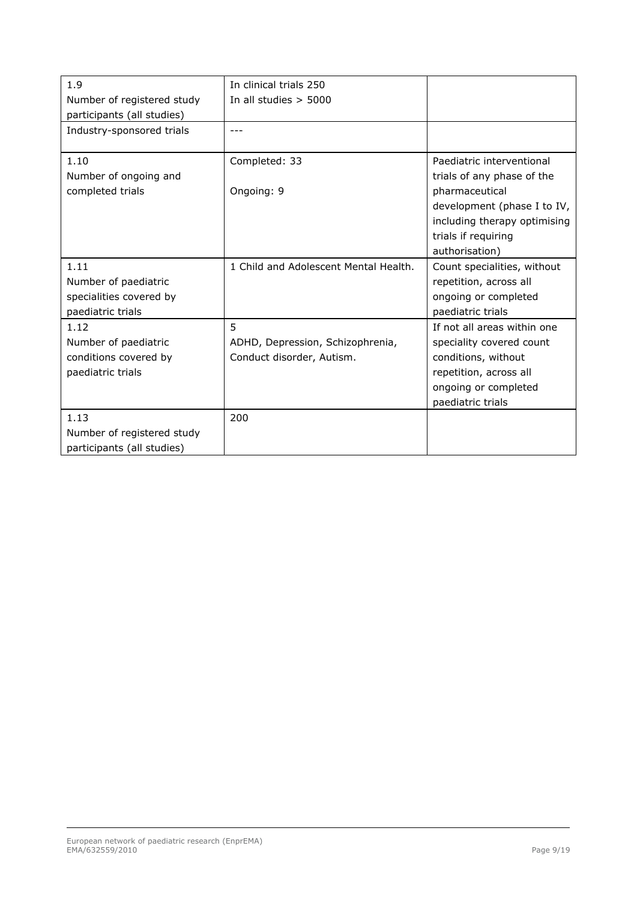| | | |
|---|---|---|
| 1.9<br>Number of registered study participants (all studies) | In clinical trials 250<br>In all studies > 5000 | |
| Industry-sponsored trials | --- | |
| 1.10<br>Number of ongoing and completed trials | Completed: 33<br><br>Ongoing: 9 | Paediatric interventional trials of any phase of the pharmaceutical development (phase I to IV, including therapy optimising trials if requiring authorisation) |
| 1.11<br>Number of paediatric specialities covered by paediatric trials | 1 Child and Adolescent Mental Health. | Count specialities, without repetition, across all ongoing or completed paediatric trials |
| 1.12<br>Number of paediatric conditions covered by paediatric trials | 5<br>ADHD, Depression, Schizophrenia, Conduct disorder, Autism. | If not all areas within one speciality covered count conditions, without repetition, across all ongoing or completed paediatric trials |
| 1.13<br>Number of registered study participants (all studies) | 200 | |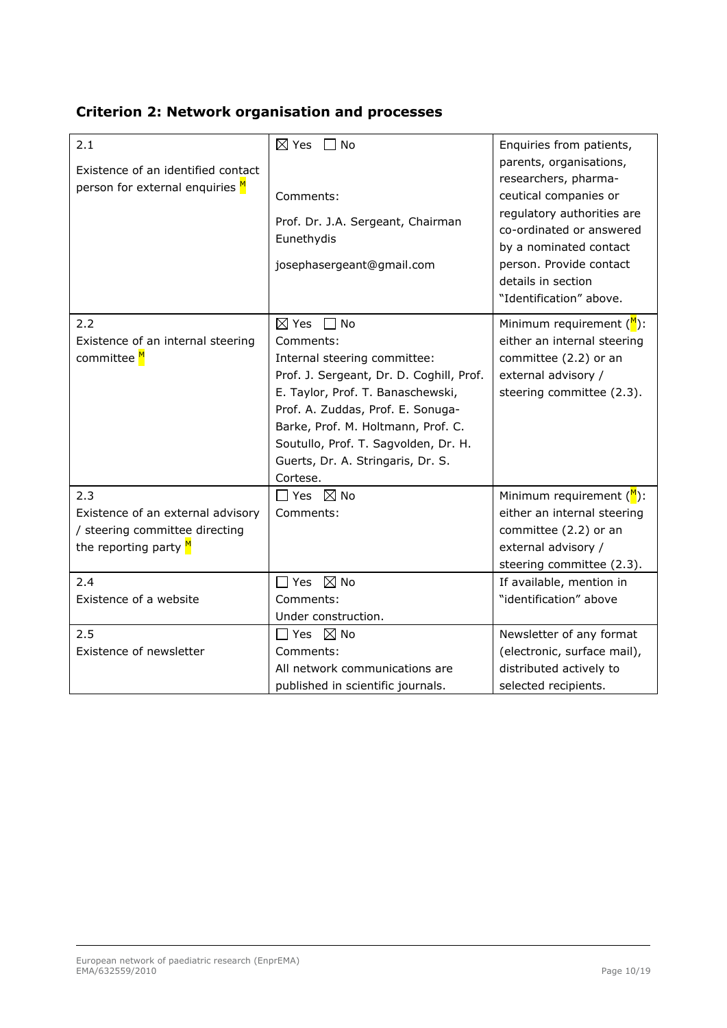## Criterion 2: Network organisation and processes

| | | |
|---|---|---|
| 2.1<br>Existence of an identified contact person for external enquiries M | ☒ Yes ☐ No<br>Comments:<br>Prof. Dr. J.A. Sergeant, Chairman Eunethydis<br>josephasergeant@gmail.com | Enquiries from patients, parents, organisations, researchers, pharma-ceutical companies or regulatory authorities are co-ordinated or answered by a nominated contact person. Provide contact details in section "Identification" above. |
| 2.2<br>Existence of an internal steering committee M | ☒ Yes ☐ No<br>Comments:<br>Internal steering committee:<br>Prof. J. Sergeant, Dr. D. Coghill, Prof. E. Taylor, Prof. T. Banaschewski, Prof. A. Zuddas, Prof. E. Sonuga-Barke, Prof. M. Holtmann, Prof. C. Soutullo, Prof. T. Sagvolden, Dr. H. Guerts, Dr. A. Stringaris, Dr. S. Cortese. | Minimum requirement (M): either an internal steering committee (2.2) or an external advisory / steering committee (2.3). |
| 2.3<br>Existence of an external advisory / steering committee directing the reporting party M | ☐ Yes ☒ No<br>Comments: | Minimum requirement (M): either an internal steering committee (2.2) or an external advisory / steering committee (2.3). |
| 2.4<br>Existence of a website | ☐ Yes ☒ No<br>Comments:<br>Under construction. | If available, mention in "identification" above |
| 2.5<br>Existence of newsletter | ☐ Yes ☒ No<br>Comments:<br>All network communications are published in scientific journals. | Newsletter of any format (electronic, surface mail), distributed actively to selected recipients. |

European network of paediatric research (EnprEMA)
EMA/632559/2010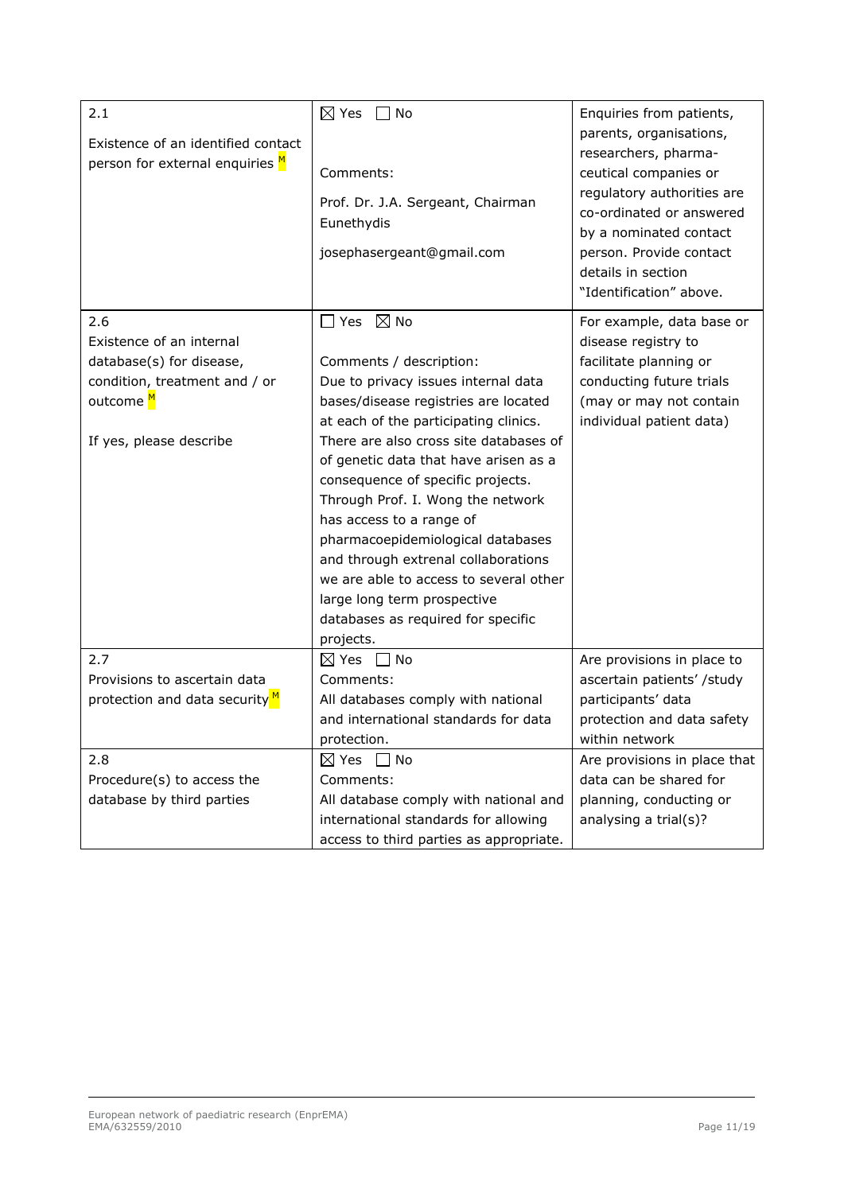| | | |
|---|---|---|
| 2.1<br>Existence of an identified contact person for external enquiries M | ☒ Yes ☐ No<br><br>Comments:<br>Prof. Dr. J.A. Sergeant, Chairman Eunethydis<br>josephasergeant@gmail.com | Enquiries from patients, parents, organisations, researchers, pharma-ceutical companies or regulatory authorities are co-ordinated or answered by a nominated contact person. Provide contact details in section "Identification" above. |
| 2.6<br>Existence of an internal database(s) for disease, condition, treatment and / or outcome M<br><br>If yes, please describe | ☐ Yes ☒ No<br><br>Comments / description:<br>Due to privacy issues internal data bases/disease registries are located at each of the participating clinics. There are also cross site databases of of genetic data that have arisen as a consequence of specific projects. Through Prof. I. Wong the network has access to a range of pharmacoepidemiological databases and through extrenal collaborations we are able to access to several other large long term prospective databases as required for specific projects. | For example, data base or disease registry to facilitate planning or conducting future trials (may or may not contain individual patient data) |
| 2.7<br>Provisions to ascertain data protection and data security M | ☒ Yes ☐ No<br>Comments:<br>All databases comply with national and international standards for data protection. | Are provisions in place to ascertain patients' /study participants' data protection and data safety within network |
| 2.8<br>Procedure(s) to access the database by third parties | ☒ Yes ☐ No<br>Comments:<br>All database comply with national and international standards for allowing access to third parties as appropriate. | Are provisions in place that data can be shared for planning, conducting or analysing a trial(s)? |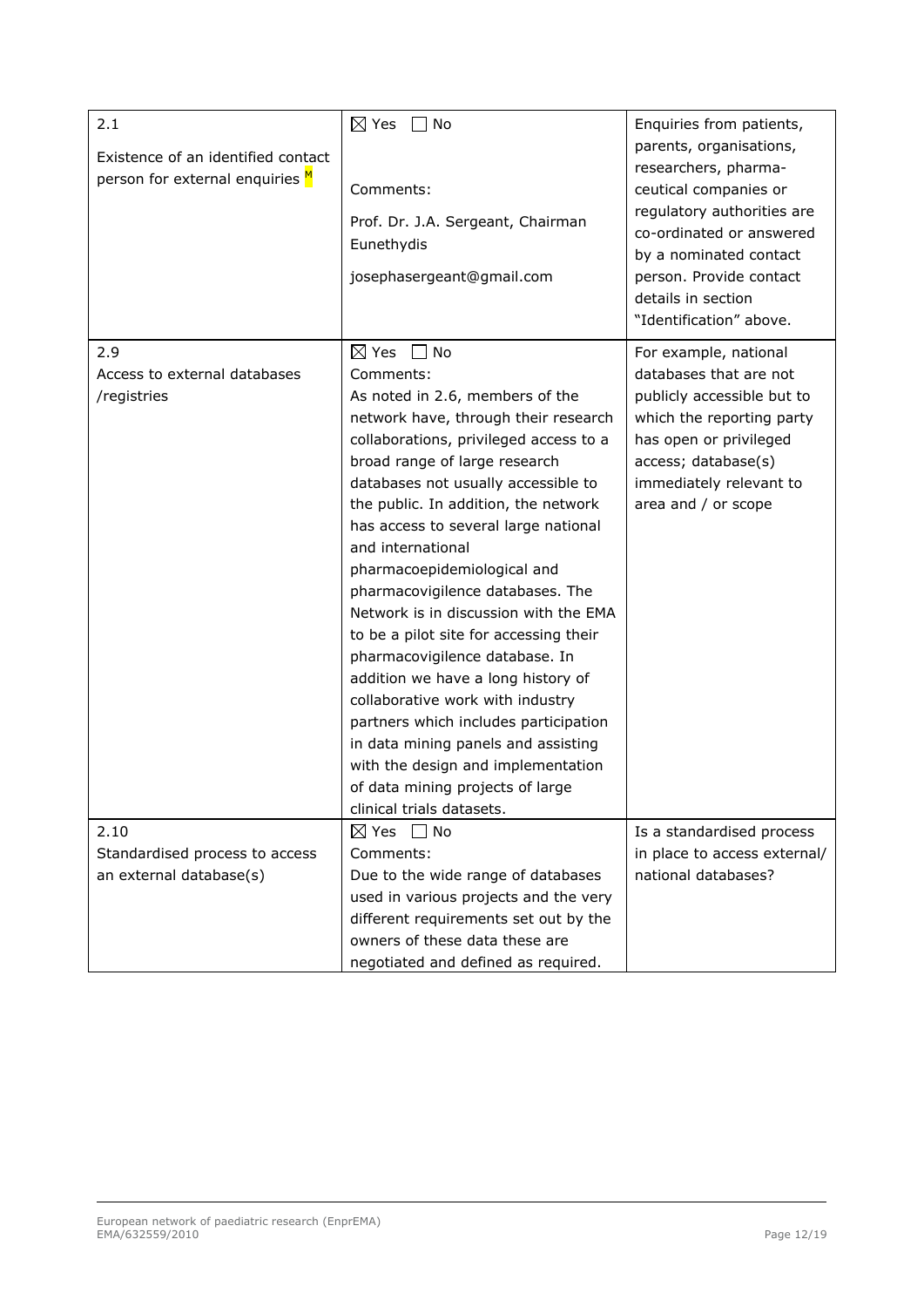| | | |
|---|---|---|
| 2.1<br><br>Existence of an identified contact person for external enquiries M | ☒ Yes ☐ No<br><br>Comments:<br><br>Prof. Dr. J.A. Sergeant, Chairman Eunethydis<br><br>josephasergeant@gmail.com | Enquiries from patients, parents, organisations, researchers, pharma-ceutical companies or regulatory authorities are co-ordinated or answered by a nominated contact person. Provide contact details in section "Identification" above. |
| 2.9<br>Access to external databases /registries | ☒ Yes ☐ No<br>Comments:<br>As noted in 2.6, members of the network have, through their research collaborations, privileged access to a broad range of large research databases not usually accessible to the public. In addition, the network has access to several large national and international pharmacoepidemiological and pharmacovigilence databases. The Network is in discussion with the EMA to be a pilot site for accessing their pharmacovigilence database. In addition we have a long history of collaborative work with industry partners which includes participation in data mining panels and assisting with the design and implementation of data mining projects of large clinical trials datasets. | For example, national databases that are not publicly accessible but to which the reporting party has open or privileged access; database(s) immediately relevant to area and / or scope |
| 2.10<br>Standardised process to access an external database(s) | ☒ Yes ☐ No<br>Comments:<br>Due to the wide range of databases used in various projects and the very different requirements set out by the owners of these data these are negotiated and defined as required. | Is a standardised process in place to access external/ national databases? |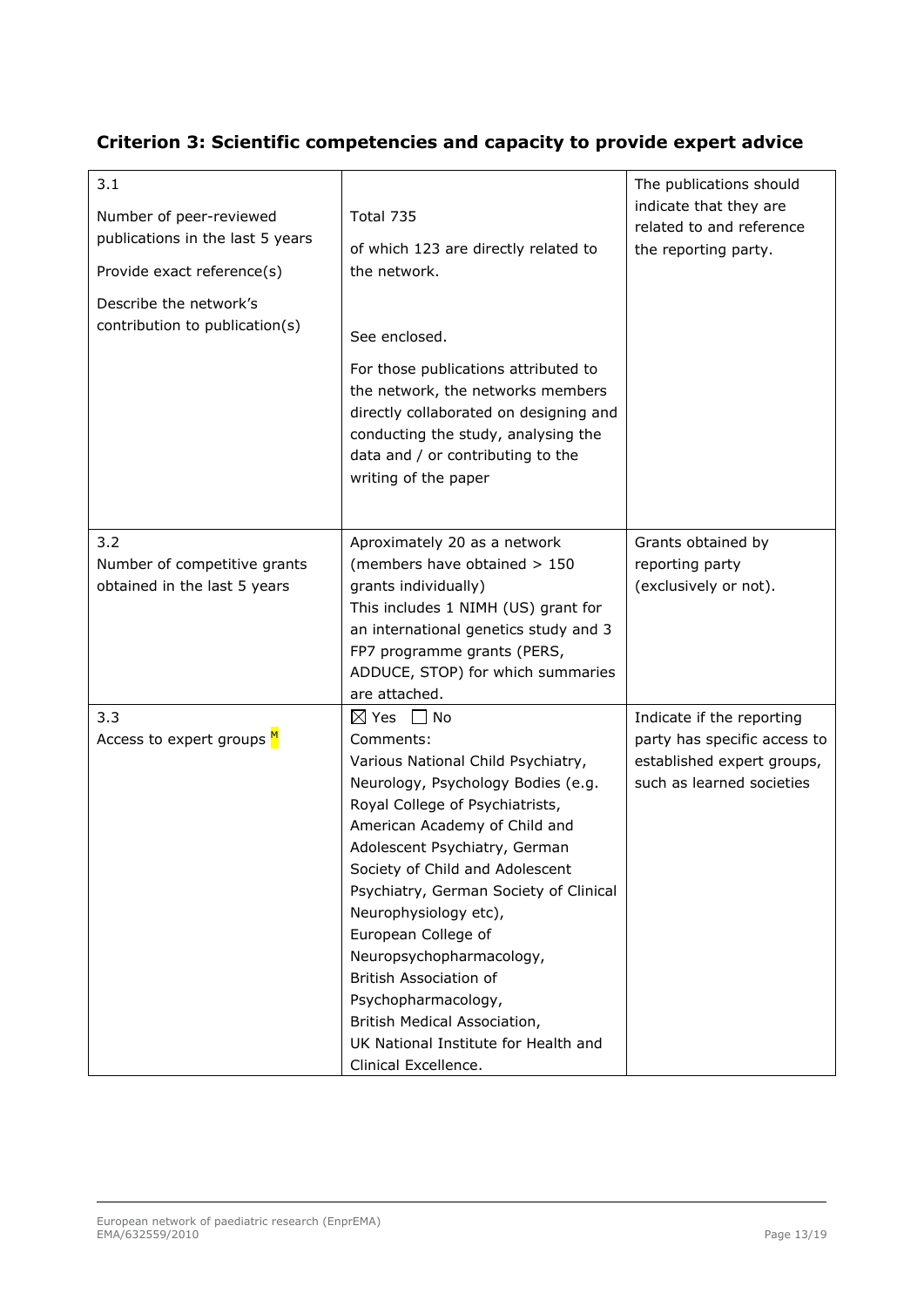## Criterion 3: Scientific competencies and capacity to provide expert advice

| | | |
|---|---|---|
| 3.1<br>Number of peer-reviewed publications in the last 5 years<br>Provide exact reference(s)<br>Describe the network's contribution to publication(s) | Total 735<br>of which 123 are directly related to the network.<br><br>See enclosed.<br>For those publications attributed to the network, the networks members directly collaborated on designing and conducting the study, analysing the data and / or contributing to the writing of the paper | The publications should indicate that they are related to and reference the reporting party. |
| 3.2<br>Number of competitive grants obtained in the last 5 years | Aproximately 20 as a network (members have obtained > 150 grants individually)<br>This includes 1 NIMH (US) grant for an international genetics study and 3 FP7 programme grants (PERS, ADDUCE, STOP) for which summaries are attached. | Grants obtained by reporting party (exclusively or not). |
| 3.3<br>Access to expert groups [M] | ☒ Yes ☐ No<br>Comments:<br>Various National Child Psychiatry, Neurology, Psychology Bodies (e.g. Royal College of Psychiatrists, American Academy of Child and Adolescent Psychiatry, German Society of Child and Adolescent Psychiatry, German Society of Clinical Neurophysiology etc),<br>European College of Neuropsychopharmacology,<br>British Association of Psychopharmacology,<br>British Medical Association,<br>UK National Institute for Health and Clinical Excellence. | Indicate if the reporting party has specific access to established expert groups, such as learned societies |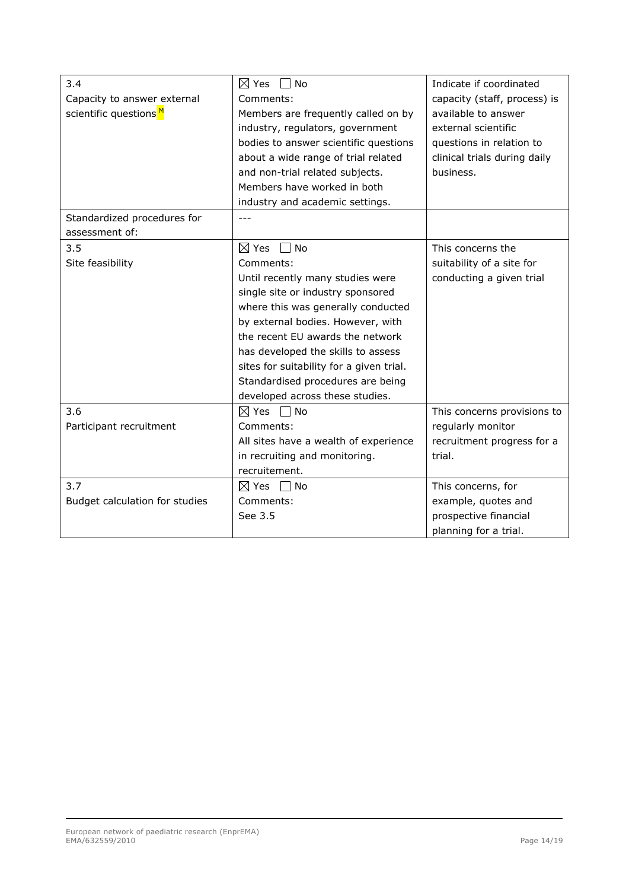| 3.4 Capacity to answer external scientific questions[M] | ☒ Yes ☐ No Comments: Members are frequently called on by industry, regulators, government bodies to answer scientific questions about a wide range of trial related and non-trial related subjects. Members have worked in both industry and academic settings. | Indicate if coordinated capacity (staff, process) is available to answer external scientific questions in relation to clinical trials during daily business. |
|---|---|---|
| Standardized procedures for assessment of: | --- | |
| 3.5 Site feasibility | ☒ Yes ☐ No Comments: Until recently many studies were single site or industry sponsored where this was generally conducted by external bodies. However, with the recent EU awards the network has developed the skills to assess sites for suitability for a given trial. Standardised procedures are being developed across these studies. | This concerns the suitability of a site for conducting a given trial |
| 3.6 Participant recruitment | ☒ Yes ☐ No Comments: All sites have a wealth of experience in recruiting and monitoring. recruitement. | This concerns provisions to regularly monitor recruitment progress for a trial. |
| 3.7 Budget calculation for studies | ☒ Yes ☐ No Comments: See 3.5 | This concerns, for example, quotes and prospective financial planning for a trial. |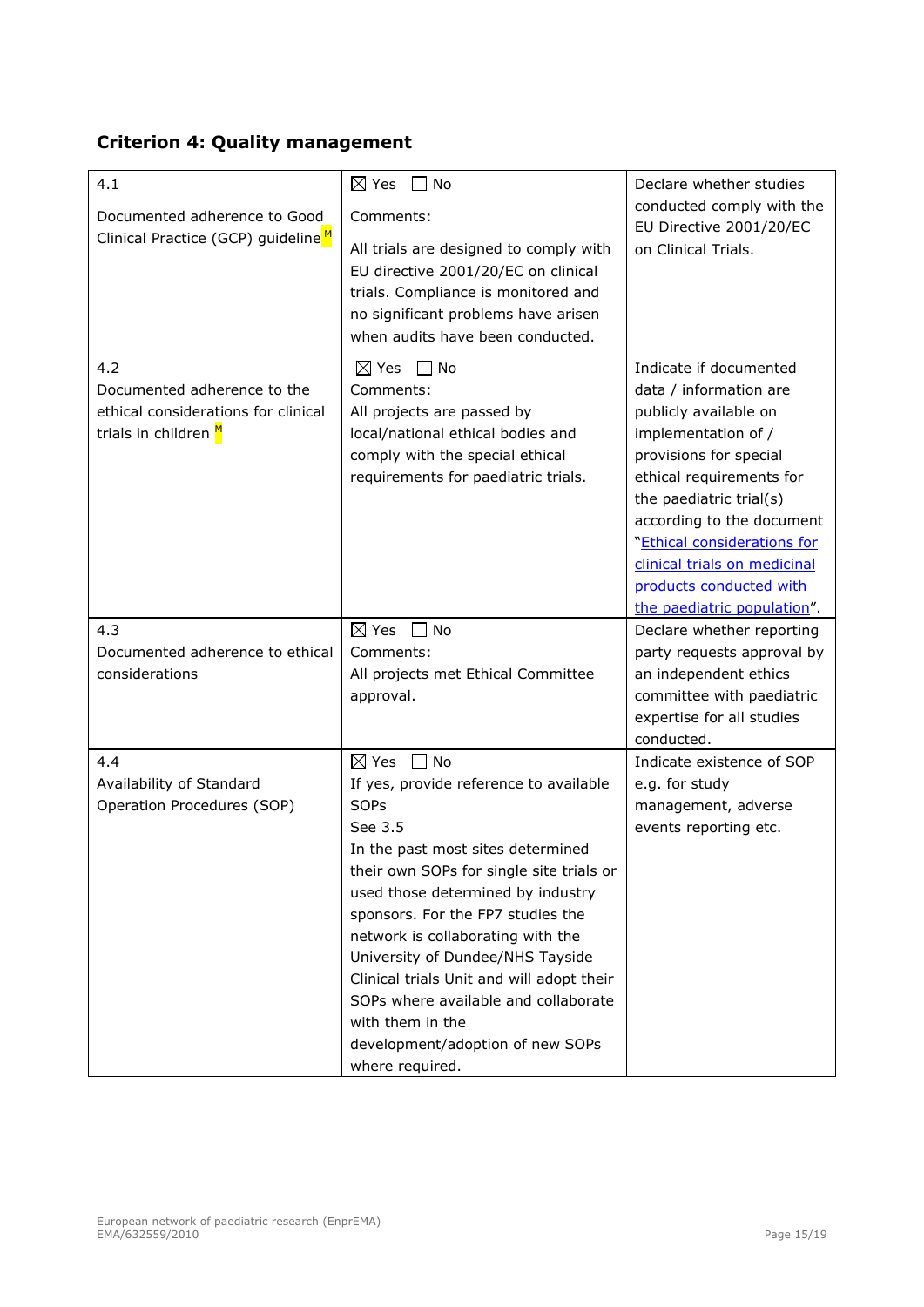### Criterion 4: Quality management

| | | |
|---|---|---|
| 4.1<br>Documented adherence to Good Clinical Practice (GCP) guideline [M] | ☒ Yes ☐ No<br>Comments:<br>All trials are designed to comply with EU directive 2001/20/EC on clinical trials. Compliance is monitored and no significant problems have arisen when audits have been conducted. | Declare whether studies conducted comply with the EU Directive 2001/20/EC on Clinical Trials. |
| 4.2<br>Documented adherence to the ethical considerations for clinical trials in children [M] | ☒ Yes ☐ No<br>Comments:<br>All projects are passed by local/national ethical bodies and comply with the special ethical requirements for paediatric trials. | Indicate if documented data / information are publicly available on implementation of / provisions for special ethical requirements for the paediatric trial(s) according to the document "Ethical considerations for clinical trials on medicinal products conducted with the paediatric population". |
| 4.3<br>Documented adherence to ethical considerations | ☒ Yes ☐ No<br>Comments:<br>All projects met Ethical Committee approval. | Declare whether reporting party requests approval by an independent ethics committee with paediatric expertise for all studies conducted. |
| 4.4<br>Availability of Standard Operation Procedures (SOP) | ☒ Yes ☐ No<br>If yes, provide reference to available SOPs<br>See 3.5<br>In the past most sites determined their own SOPs for single site trials or used those determined by industry sponsors. For the FP7 studies the network is collaborating with the University of Dundee/NHS Tayside Clinical trials Unit and will adopt their SOPs where available and collaborate with them in the development/adoption of new SOPs where required. | Indicate existence of SOP e.g. for study management, adverse events reporting etc. |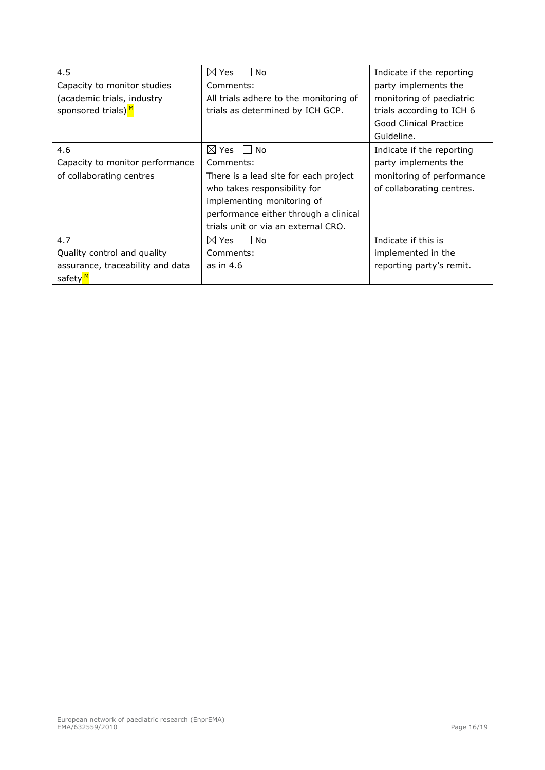| | | |
|---|---|---|
| 4.5<br>Capacity to monitor studies (academic trials, industry sponsored trials) [M] | ☒ Yes ☐ No<br>Comments:<br>All trials adhere to the monitoring of trials as determined by ICH GCP. | Indicate if the reporting party implements the monitoring of paediatric trials according to ICH 6 Good Clinical Practice Guideline. |
| 4.6<br>Capacity to monitor performance of collaborating centres | ☒ Yes ☐ No<br>Comments:<br>There is a lead site for each project who takes responsibility for implementing monitoring of performance either through a clinical trials unit or via an external CRO. | Indicate if the reporting party implements the monitoring of performance of collaborating centres. |
| 4.7<br>Quality control and quality assurance, traceability and data safety [M] | ☒ Yes ☐ No<br>Comments:<br>as in 4.6 | Indicate if this is implemented in the reporting party's remit. |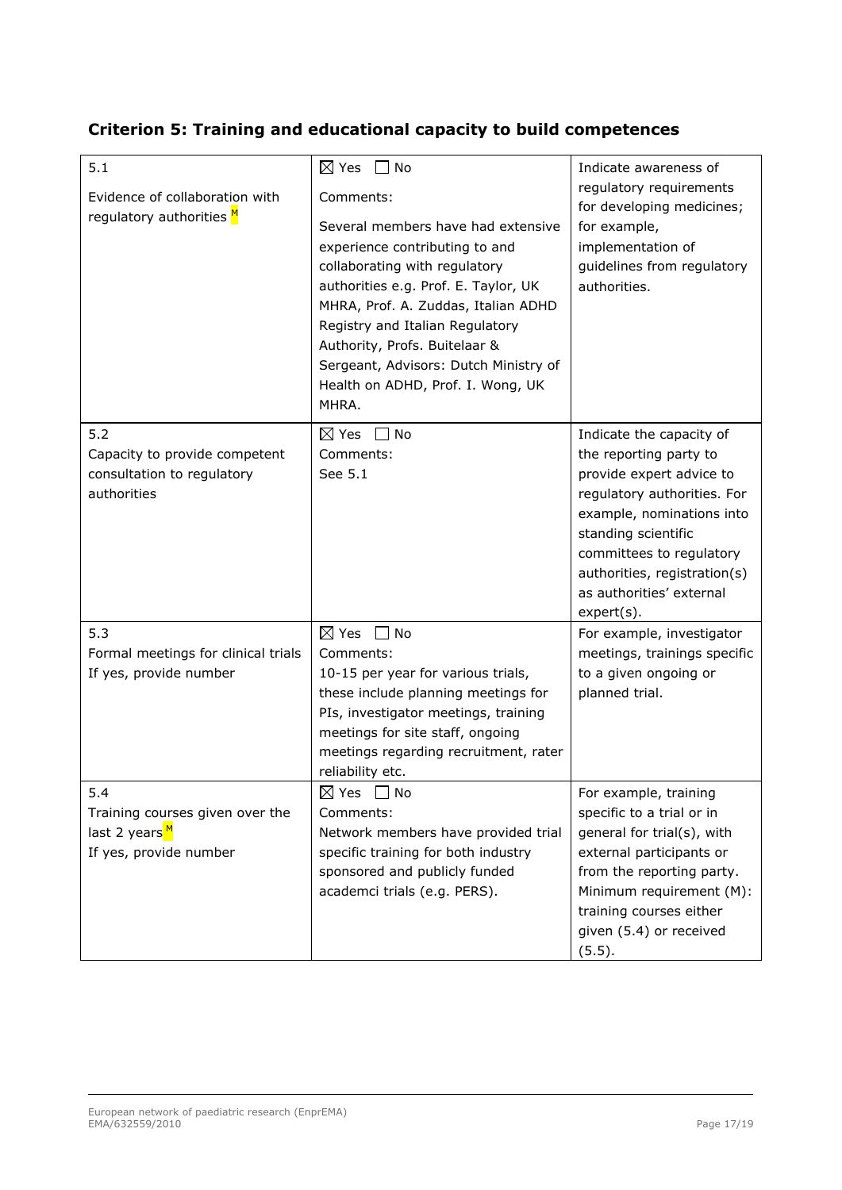## Criterion 5: Training and educational capacity to build competences

| | | |
|---|---|---|
| 5.1<br><br>Evidence of collaboration with regulatory authorities [M] | ☒ Yes ☐ No<br><br>Comments:<br><br>Several members have had extensive experience contributing to and collaborating with regulatory authorities e.g. Prof. E. Taylor, UK MHRA, Prof. A. Zuddas, Italian ADHD Registry and Italian Regulatory Authority, Profs. Buitelaar & Sergeant, Advisors: Dutch Ministry of Health on ADHD, Prof. I. Wong, UK MHRA. | Indicate awareness of regulatory requirements for developing medicines; for example, implementation of guidelines from regulatory authorities. |
| 5.2<br>Capacity to provide competent consultation to regulatory authorities | ☒ Yes ☐ No<br>Comments:<br>See 5.1 | Indicate the capacity of the reporting party to provide expert advice to regulatory authorities. For example, nominations into standing scientific committees to regulatory authorities, registration(s) as authorities' external expert(s). |
| 5.3<br>Formal meetings for clinical trials<br>If yes, provide number | ☒ Yes ☐ No<br>Comments:<br>10-15 per year for various trials, these include planning meetings for PIs, investigator meetings, training meetings for site staff, ongoing meetings regarding recruitment, rater reliability etc. | For example, investigator meetings, trainings specific to a given ongoing or planned trial. |
| 5.4<br>Training courses given over the last 2 years [M]<br>If yes, provide number | ☒ Yes ☐ No<br>Comments:<br>Network members have provided trial specific training for both industry sponsored and publicly funded academci trials (e.g. PERS). | For example, training specific to a trial or in general for trial(s), with external participants or from the reporting party. Minimum requirement (M): training courses either given (5.4) or received (5.5). |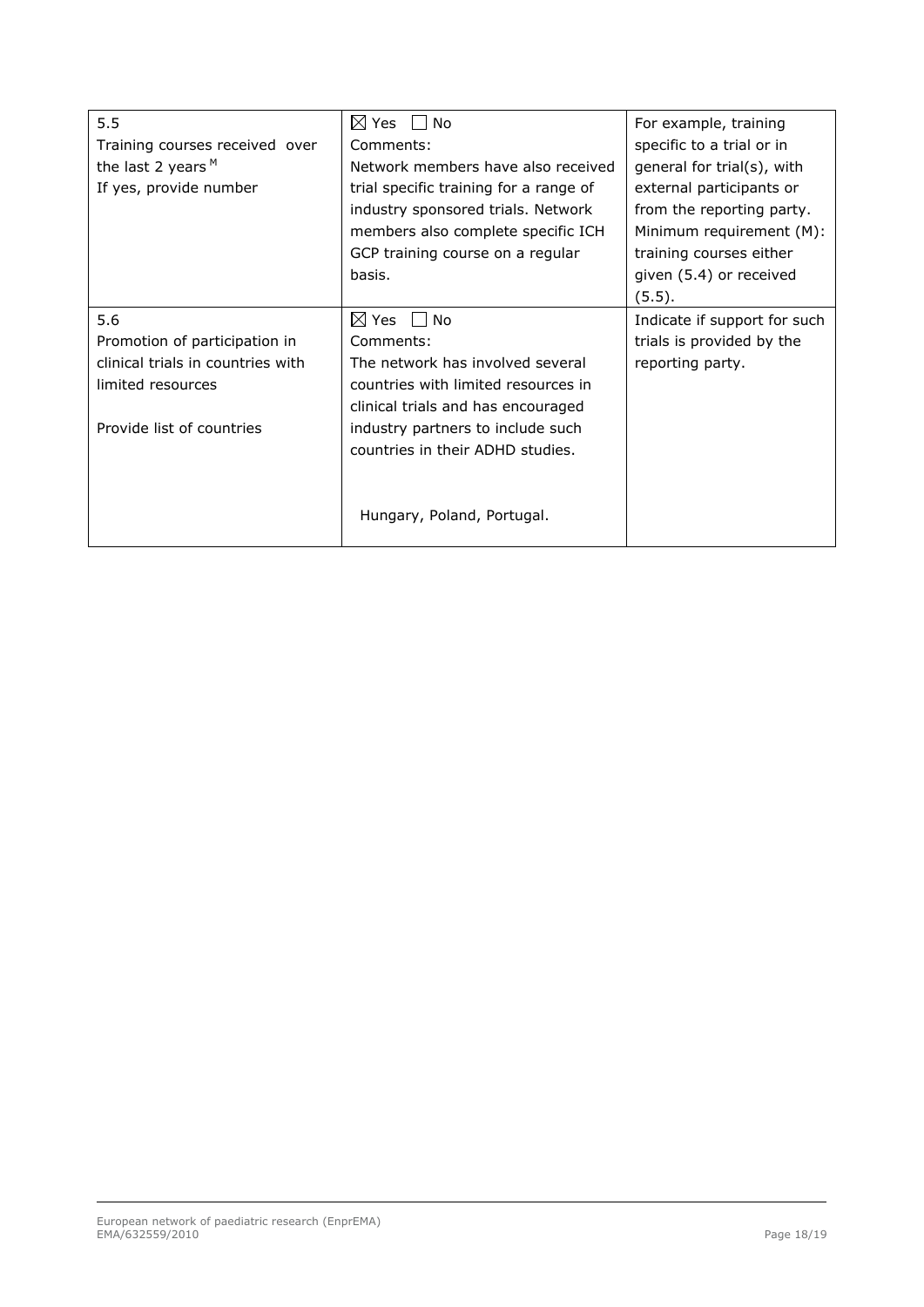| | | |
|---|---|---|
| 5.5<br>Training courses received over the last 2 years [M]<br>If yes, provide number | ☒ Yes ☐ No<br>Comments:<br>Network members have also received trial specific training for a range of industry sponsored trials. Network members also complete specific ICH GCP training course on a regular basis. | For example, training specific to a trial or in general for trial(s), with external participants or from the reporting party. Minimum requirement (M): training courses either given (5.4) or received (5.5). |
| 5.6<br>Promotion of participation in clinical trials in countries with limited resources<br><br>Provide list of countries | ☒ Yes ☐ No<br>Comments:<br>The network has involved several countries with limited resources in clinical trials and has encouraged industry partners to include such countries in their ADHD studies.<br><br>Hungary, Poland, Portugal. | Indicate if support for such trials is provided by the reporting party. |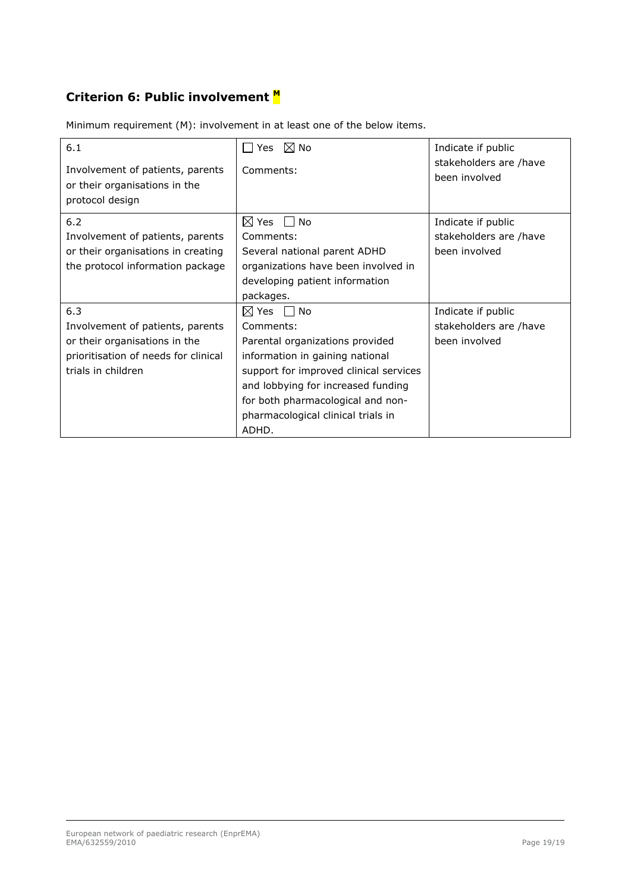## Criterion 6: Public involvement [M]

Minimum requirement (M): involvement in at least one of the below items.

| | | |
|---|---|---|
| 6.1<br>Involvement of patients, parents or their organisations in the protocol design | ☐ Yes ☒ No<br>Comments: | Indicate if public stakeholders are /have been involved |
| 6.2<br>Involvement of patients, parents or their organisations in creating the protocol information package | ☒ Yes ☐ No<br>Comments:<br>Several national parent ADHD organizations have been involved in developing patient information packages. | Indicate if public stakeholders are /have been involved |
| 6.3<br>Involvement of patients, parents or their organisations in the prioritisation of needs for clinical trials in children | ☒ Yes ☐ No<br>Comments:<br>Parental organizations provided information in gaining national support for improved clinical services and lobbying for increased funding for both pharmacological and non-pharmacological clinical trials in ADHD. | Indicate if public stakeholders are /have been involved |